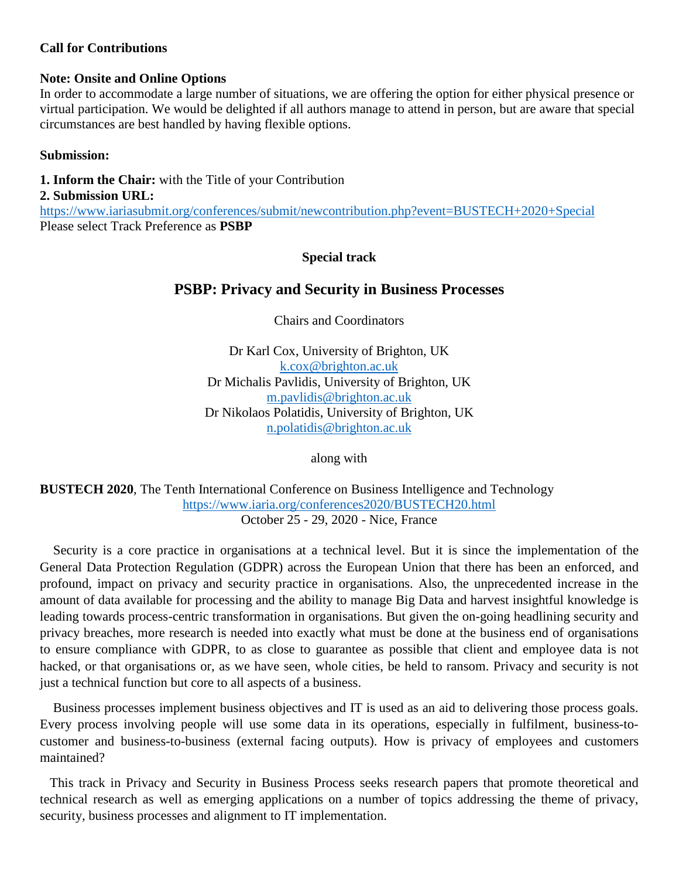**Call for Contributions**

**Note: Onsite and Online Options**

In order to accommodate a large number of situations, we are offering the option for either physical presence or virtual participation. We would be delighted if all authors manage to attend in person, but are aware that special circumstances are best handled by having flexible options.

**Submission:**

**1. Inform the Chair:** with the Title of your Contribution

**2. Submission URL:**

https://www.iariasubmit.org/conferences/submit/newcontribution.php?event=BUSTECH+2020+Special

Please select Track Preference as **PSBP**

**Special track**

## PSBP: Privacy and Security in Business Processes

Chairs and Coordinators

Dr Karl Cox, University of Brighton, UK
k.cox@brighton.ac.uk
Dr Michalis Pavlidis, University of Brighton, UK
m.pavlidis@brighton.ac.uk
Dr Nikolaos Polatidis, University of Brighton, UK
n.polatidis@brighton.ac.uk

along with

**BUSTECH 2020**, The Tenth International Conference on Business Intelligence and Technology
https://www.iaria.org/conferences2020/BUSTECH20.html
October 25 - 29, 2020 - Nice, France

Security is a core practice in organisations at a technical level. But it is since the implementation of the General Data Protection Regulation (GDPR) across the European Union that there has been an enforced, and profound, impact on privacy and security practice in organisations. Also, the unprecedented increase in the amount of data available for processing and the ability to manage Big Data and harvest insightful knowledge is leading towards process-centric transformation in organisations. But given the on-going headlining security and privacy breaches, more research is needed into exactly what must be done at the business end of organisations to ensure compliance with GDPR, to as close to guarantee as possible that client and employee data is not hacked, or that organisations or, as we have seen, whole cities, be held to ransom. Privacy and security is not just a technical function but core to all aspects of a business.

Business processes implement business objectives and IT is used as an aid to delivering those process goals. Every process involving people will use some data in its operations, especially in fulfilment, business-to-customer and business-to-business (external facing outputs). How is privacy of employees and customers maintained?

This track in Privacy and Security in Business Process seeks research papers that promote theoretical and technical research as well as emerging applications on a number of topics addressing the theme of privacy, security, business processes and alignment to IT implementation.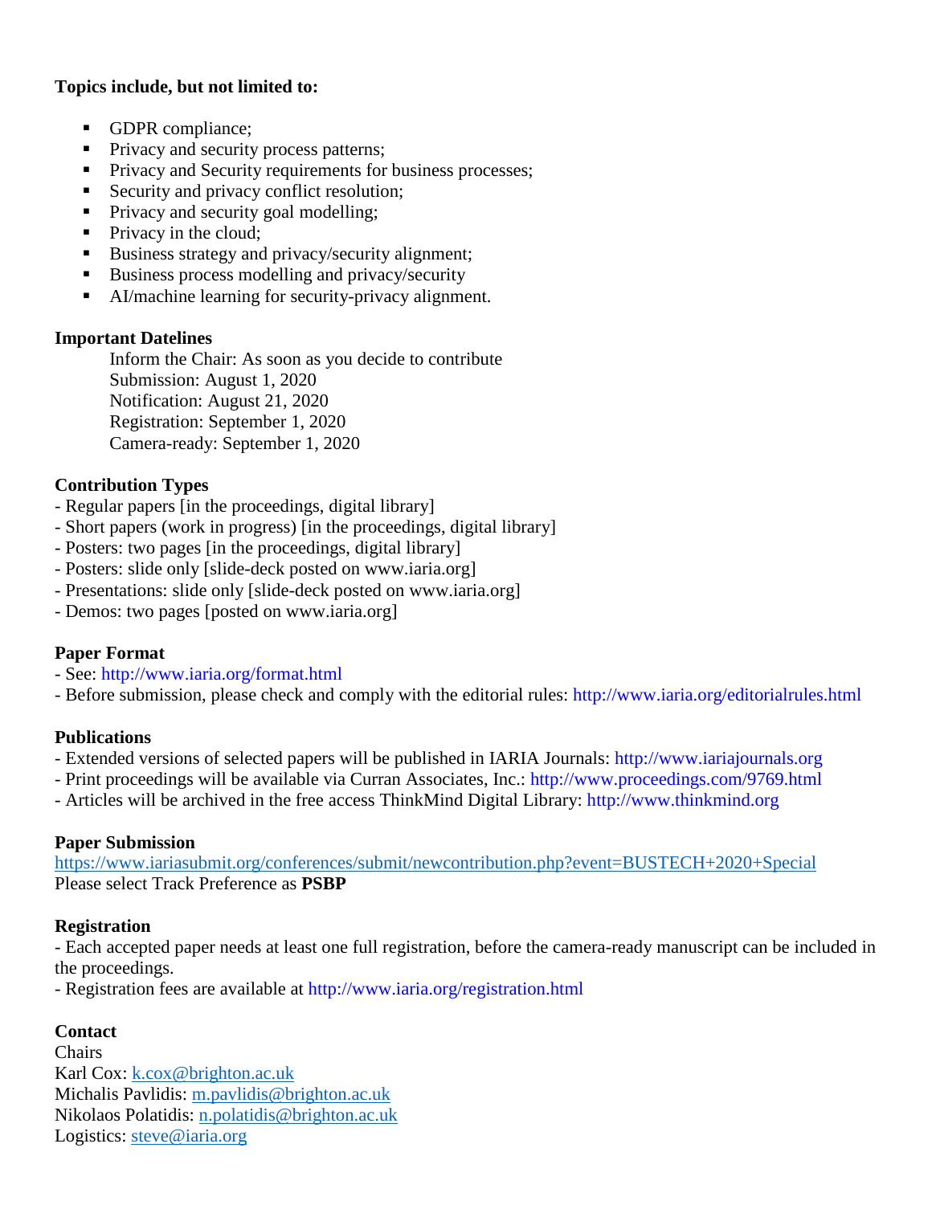**Topics include, but not limited to:**

- GDPR compliance;
- Privacy and security process patterns;
- Privacy and Security requirements for business processes;
- Security and privacy conflict resolution;
- Privacy and security goal modelling;
- Privacy in the cloud;
- Business strategy and privacy/security alignment;
- Business process modelling and privacy/security
- AI/machine learning for security-privacy alignment.

**Important Datelines**

Inform the Chair: As soon as you decide to contribute
Submission: August 1, 2020
Notification: August 21, 2020
Registration: September 1, 2020
Camera-ready: September 1, 2020

**Contribution Types**

- Regular papers [in the proceedings, digital library]
- Short papers (work in progress) [in the proceedings, digital library]
- Posters: two pages [in the proceedings, digital library]
- Posters: slide only [slide-deck posted on www.iaria.org]
- Presentations: slide only [slide-deck posted on www.iaria.org]
- Demos: two pages [posted on www.iaria.org]

**Paper Format**

- See: http://www.iaria.org/format.html
- Before submission, please check and comply with the editorial rules: http://www.iaria.org/editorialrules.html

**Publications**

- Extended versions of selected papers will be published in IARIA Journals: http://www.iariajournals.org
- Print proceedings will be available via Curran Associates, Inc.: http://www.proceedings.com/9769.html
- Articles will be archived in the free access ThinkMind Digital Library: http://www.thinkmind.org

**Paper Submission**

https://www.iariasubmit.org/conferences/submit/newcontribution.php?event=BUSTECH+2020+Special
Please select Track Preference as **PSBP**

**Registration**

- Each accepted paper needs at least one full registration, before the camera-ready manuscript can be included in the proceedings.
- Registration fees are available at http://www.iaria.org/registration.html

**Contact**

Chairs
Karl Cox: k.cox@brighton.ac.uk
Michalis Pavlidis: m.pavlidis@brighton.ac.uk
Nikolaos Polatidis: n.polatidis@brighton.ac.uk
Logistics: steve@iaria.org